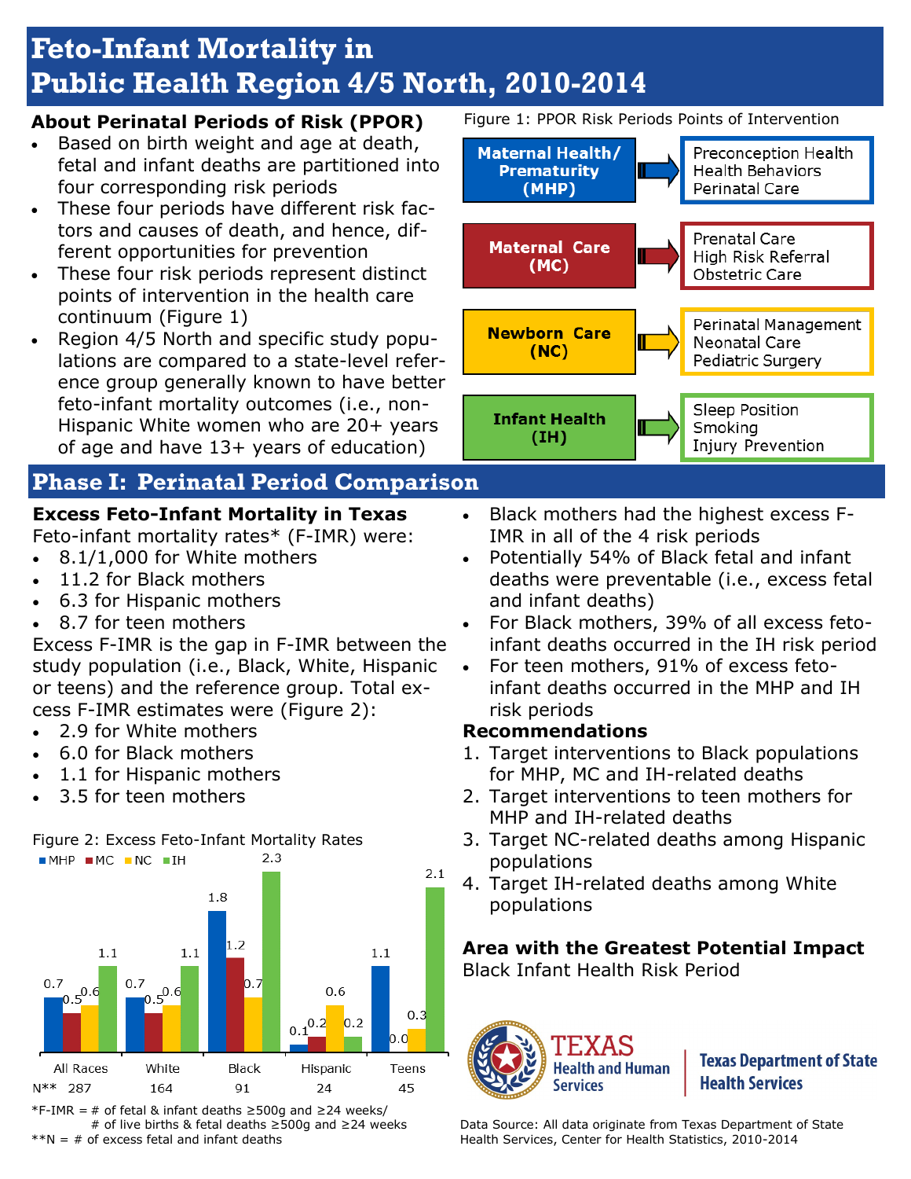# Feto-Infant Mortality in Public Health Region 4/5 North, 2010-2014

## About Perinatal Periods of Risk (PPOR)

- Based on birth weight and age at death, fetal and infant deaths are partitioned into four corresponding risk periods
- These four periods have different risk factors and causes of death, and hence, different opportunities for prevention
- These four risk periods represent distinct points of intervention in the health care continuum (Figure 1)
- Region 4/5 North and specific study populations are compared to a state-level reference group generally known to have better feto-infant mortality outcomes (i.e., non-Hispanic White women who are 20+ years of age and have 13+ years of education)

Figure 1: PPOR Risk Periods Points of Intervention

| Risk Period | Points of Intervention |
| --- | --- |
| Maternal Health/ Prematurity (MHP) | Preconception Health, Health Behaviors, Perinatal Care |
| Maternal Care (MC) | Prenatal Care, High Risk Referral, Obstetric Care |
| Newborn Care (NC) | Perinatal Management, Neonatal Care, Pediatric Surgery |
| Infant Health (IH) | Sleep Position, Smoking, Injury Prevention |

## Phase I: Perinatal Period Comparison

### Excess Feto-Infant Mortality in Texas

Feto-infant mortality rates* (F-IMR) were:

- 8.1/1,000 for White mothers
- 11.2 for Black mothers
- 6.3 for Hispanic mothers
- 8.7 for teen mothers

Excess F-IMR is the gap in F-IMR between the study population (i.e., Black, White, Hispanic or teens) and the reference group. Total excess F-IMR estimates were (Figure 2):

- 2.9 for White mothers
- 6.0 for Black mothers
- 1.1 for Hispanic mothers
- 3.5 for teen mothers

Figure 2: Excess Feto-Infant Mortality Rates

| | MHP | MC | NC | IH | N** |
| --- | --- | --- | --- | --- | --- |
| All Races | 0.7 | 0.5 | 0.6 | 1.1 | 287 |
| White | 0.7 | 0.5 | 0.6 | 1.1 | 164 |
| Black | 1.8 | 1.2 | 0.7 | 2.3 | 91 |
| Hispanic | 0.1 | 0.2 | 0.6 | 0.2 | 24 |
| Teens | 1.1 | 0.0 | 0.3 | 2.1 | 45 |

*F-IMR = # of fetal & infant deaths ≥500g and ≥24 weeks/ # of live births & fetal deaths ≥500g and ≥24 weeks

**N = # of excess fetal and infant deaths

- Black mothers had the highest excess F-IMR in all of the 4 risk periods
- Potentially 54% of Black fetal and infant deaths were preventable (i.e., excess fetal and infant deaths)
- For Black mothers, 39% of all excess feto-infant deaths occurred in the IH risk period
- For teen mothers, 91% of excess feto-infant deaths occurred in the MHP and IH risk periods

### Recommendations

1. Target interventions to Black populations for MHP, MC and IH-related deaths
2. Target interventions to teen mothers for MHP and IH-related deaths
3. Target NC-related deaths among Hispanic populations
4. Target IH-related deaths among White populations

### Area with the Greatest Potential Impact

Black Infant Health Risk Period

TEXAS Health and Human Services | Texas Department of State Health Services

Data Source: All data originate from Texas Department of State Health Services, Center for Health Statistics, 2010-2014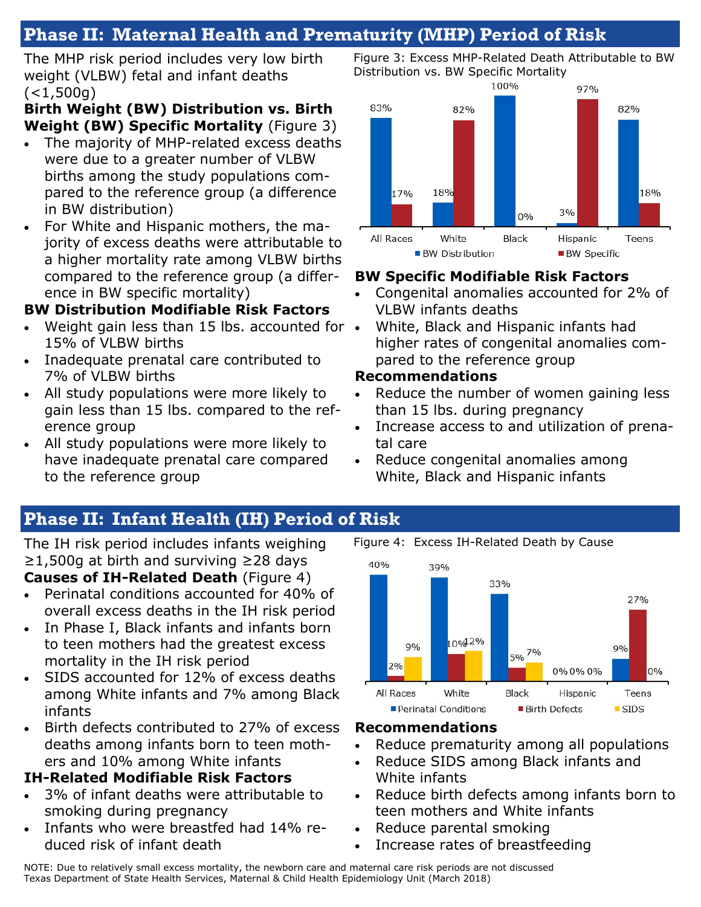## Phase II: Maternal Health and Prematurity (MHP) Period of Risk

The MHP risk period includes very low birth weight (VLBW) fetal and infant deaths (<1,500g)

**Birth Weight (BW) Distribution vs. Birth Weight (BW) Specific Mortality** (Figure 3)

- The majority of MHP-related excess deaths were due to a greater number of VLBW births among the study populations compared to the reference group (a difference in BW distribution)
- For White and Hispanic mothers, the majority of excess deaths were attributable to a higher mortality rate among VLBW births compared to the reference group (a difference in BW specific mortality)

**BW Distribution Modifiable Risk Factors**

- Weight gain less than 15 lbs. accounted for 15% of VLBW births
- Inadequate prenatal care contributed to 7% of VLBW births
- All study populations were more likely to gain less than 15 lbs. compared to the reference group
- All study populations were more likely to have inadequate prenatal care compared to the reference group

Figure 3: Excess MHP-Related Death Attributable to BW Distribution vs. BW Specific Mortality

All Races: 83%, 17%
White: 18%, 82%
Black: 100%, 0%
Hispanic: 3%, 97%
Teens: 82%, 18%

BW Distribution
BW Specific

**BW Specific Modifiable Risk Factors**

- Congenital anomalies accounted for 2% of VLBW infants deaths
- White, Black and Hispanic infants had higher rates of congenital anomalies compared to the reference group

**Recommendations**

- Reduce the number of women gaining less than 15 lbs. during pregnancy
- Increase access to and utilization of prenatal care
- Reduce congenital anomalies among White, Black and Hispanic infants

## Phase II: Infant Health (IH) Period of Risk

The IH risk period includes infants weighing ≥1,500g at birth and surviving ≥28 days

**Causes of IH-Related Death** (Figure 4)

- Perinatal conditions accounted for 40% of overall excess deaths in the IH risk period
- In Phase I, Black infants and infants born to teen mothers had the greatest excess mortality in the IH risk period
- SIDS accounted for 12% of excess deaths among White infants and 7% among Black infants
- Birth defects contributed to 27% of excess deaths among infants born to teen mothers and 10% among White infants

**IH-Related Modifiable Risk Factors**

- 3% of infant deaths were attributable to smoking during pregnancy
- Infants who were breastfed had 14% reduced risk of infant death

Figure 4: Excess IH-Related Death by Cause

All Races: 40%, 2%, 9%
White: 39%, 10%, 12%
Black: 33%, 5%, 7%
Hispanic: 0%, 0%, 0%
Teens: 9%, 27%, 0%

Perinatal Conditions
Birth Defects
SIDS

**Recommendations**

- Reduce prematurity among all populations
- Reduce SIDS among Black infants and White infants
- Reduce birth defects among infants born to teen mothers and White infants
- Reduce parental smoking
- Increase rates of breastfeeding

NOTE: Due to relatively small excess mortality, the newborn care and maternal care risk periods are not discussed

Texas Department of State Health Services, Maternal & Child Health Epidemiology Unit (March 2018)